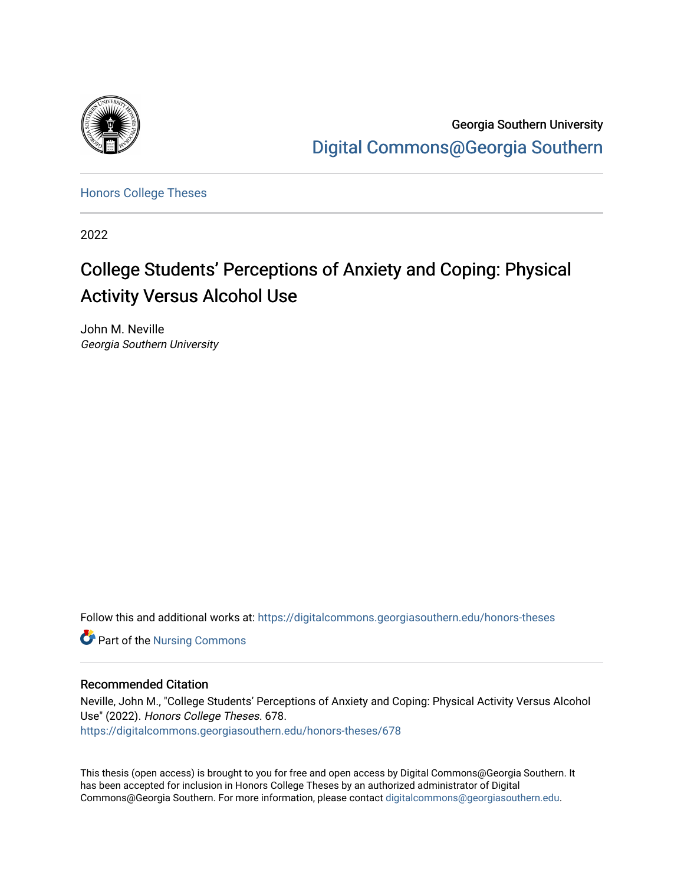Georgia Southern University

Digital Commons@Georgia Southern

Honors College Theses

2022

# College Students' Perceptions of Anxiety and Coping: Physical Activity Versus Alcohol Use

John M. Neville
*Georgia Southern University*

Follow this and additional works at: https://digitalcommons.georgiasouthern.edu/honors-theses

Part of the Nursing Commons

## Recommended Citation

Neville, John M., "College Students' Perceptions of Anxiety and Coping: Physical Activity Versus Alcohol Use" (2022). *Honors College Theses*. 678.
https://digitalcommons.georgiasouthern.edu/honors-theses/678

This thesis (open access) is brought to you for free and open access by Digital Commons@Georgia Southern. It has been accepted for inclusion in Honors College Theses by an authorized administrator of Digital Commons@Georgia Southern. For more information, please contact digitalcommons@georgiasouthern.edu.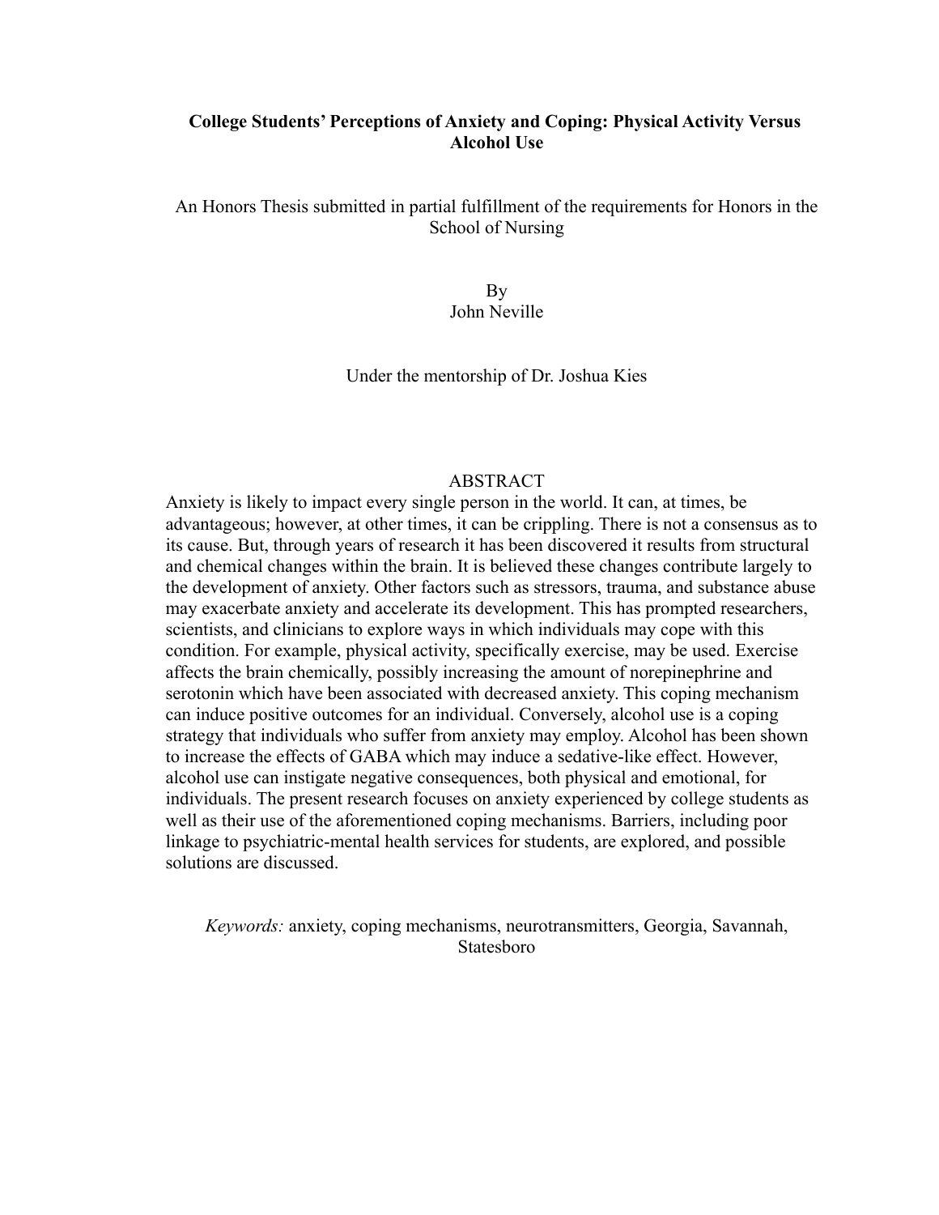# College Students' Perceptions of Anxiety and Coping: Physical Activity Versus Alcohol Use

An Honors Thesis submitted in partial fulfillment of the requirements for Honors in the School of Nursing

By
John Neville

Under the mentorship of Dr. Joshua Kies

## ABSTRACT

Anxiety is likely to impact every single person in the world. It can, at times, be advantageous; however, at other times, it can be crippling. There is not a consensus as to its cause. But, through years of research it has been discovered it results from structural and chemical changes within the brain. It is believed these changes contribute largely to the development of anxiety. Other factors such as stressors, trauma, and substance abuse may exacerbate anxiety and accelerate its development. This has prompted researchers, scientists, and clinicians to explore ways in which individuals may cope with this condition. For example, physical activity, specifically exercise, may be used. Exercise affects the brain chemically, possibly increasing the amount of norepinephrine and serotonin which have been associated with decreased anxiety. This coping mechanism can induce positive outcomes for an individual. Conversely, alcohol use is a coping strategy that individuals who suffer from anxiety may employ. Alcohol has been shown to increase the effects of GABA which may induce a sedative-like effect. However, alcohol use can instigate negative consequences, both physical and emotional, for individuals. The present research focuses on anxiety experienced by college students as well as their use of the aforementioned coping mechanisms. Barriers, including poor linkage to psychiatric-mental health services for students, are explored, and possible solutions are discussed.

*Keywords:* anxiety, coping mechanisms, neurotransmitters, Georgia, Savannah, Statesboro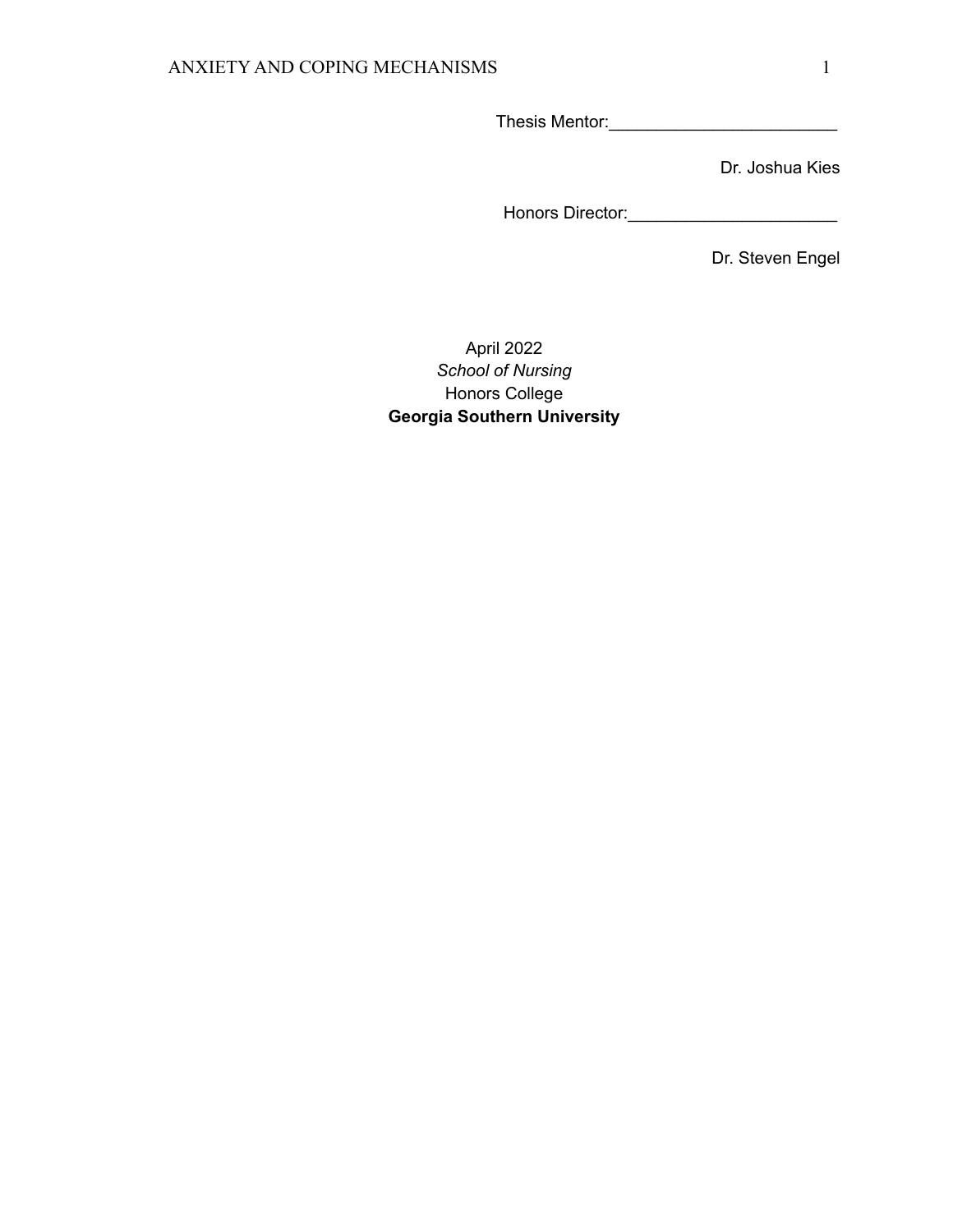Thesis Mentor:________________________

Dr. Joshua Kies

Honors Director:______________________

Dr. Steven Engel

April 2022

*School of Nursing*

Honors College

**Georgia Southern University**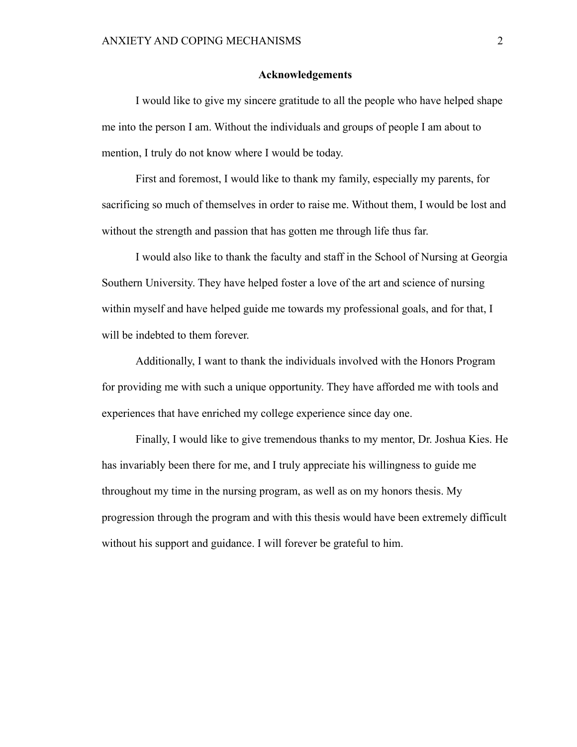# Acknowledgements

I would like to give my sincere gratitude to all the people who have helped shape me into the person I am. Without the individuals and groups of people I am about to mention, I truly do not know where I would be today.

First and foremost, I would like to thank my family, especially my parents, for sacrificing so much of themselves in order to raise me. Without them, I would be lost and without the strength and passion that has gotten me through life thus far.

I would also like to thank the faculty and staff in the School of Nursing at Georgia Southern University. They have helped foster a love of the art and science of nursing within myself and have helped guide me towards my professional goals, and for that, I will be indebted to them forever.

Additionally, I want to thank the individuals involved with the Honors Program for providing me with such a unique opportunity. They have afforded me with tools and experiences that have enriched my college experience since day one.

Finally, I would like to give tremendous thanks to my mentor, Dr. Joshua Kies. He has invariably been there for me, and I truly appreciate his willingness to guide me throughout my time in the nursing program, as well as on my honors thesis. My progression through the program and with this thesis would have been extremely difficult without his support and guidance. I will forever be grateful to him.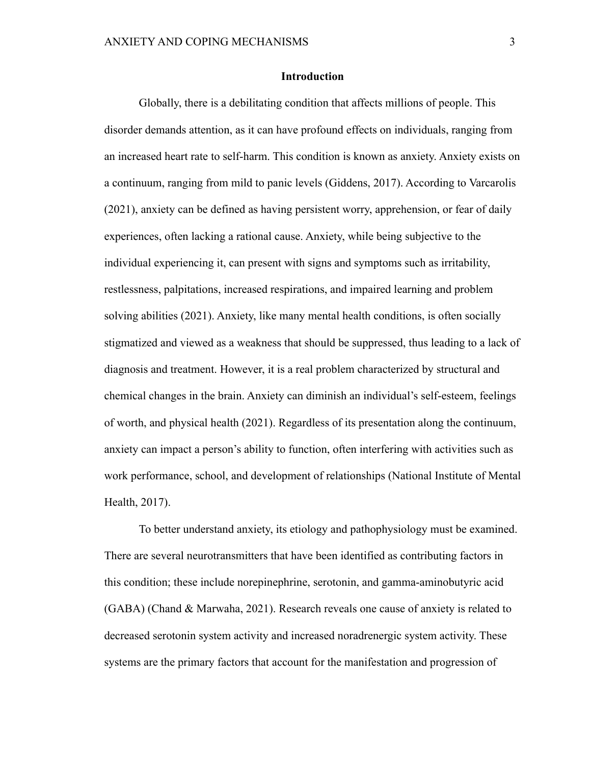## Introduction

Globally, there is a debilitating condition that affects millions of people. This disorder demands attention, as it can have profound effects on individuals, ranging from an increased heart rate to self-harm. This condition is known as anxiety. Anxiety exists on a continuum, ranging from mild to panic levels (Giddens, 2017). According to Varcarolis (2021), anxiety can be defined as having persistent worry, apprehension, or fear of daily experiences, often lacking a rational cause. Anxiety, while being subjective to the individual experiencing it, can present with signs and symptoms such as irritability, restlessness, palpitations, increased respirations, and impaired learning and problem solving abilities (2021). Anxiety, like many mental health conditions, is often socially stigmatized and viewed as a weakness that should be suppressed, thus leading to a lack of diagnosis and treatment. However, it is a real problem characterized by structural and chemical changes in the brain. Anxiety can diminish an individual's self-esteem, feelings of worth, and physical health (2021). Regardless of its presentation along the continuum, anxiety can impact a person's ability to function, often interfering with activities such as work performance, school, and development of relationships (National Institute of Mental Health, 2017).

To better understand anxiety, its etiology and pathophysiology must be examined. There are several neurotransmitters that have been identified as contributing factors in this condition; these include norepinephrine, serotonin, and gamma-aminobutyric acid (GABA) (Chand & Marwaha, 2021). Research reveals one cause of anxiety is related to decreased serotonin system activity and increased noradrenergic system activity. These systems are the primary factors that account for the manifestation and progression of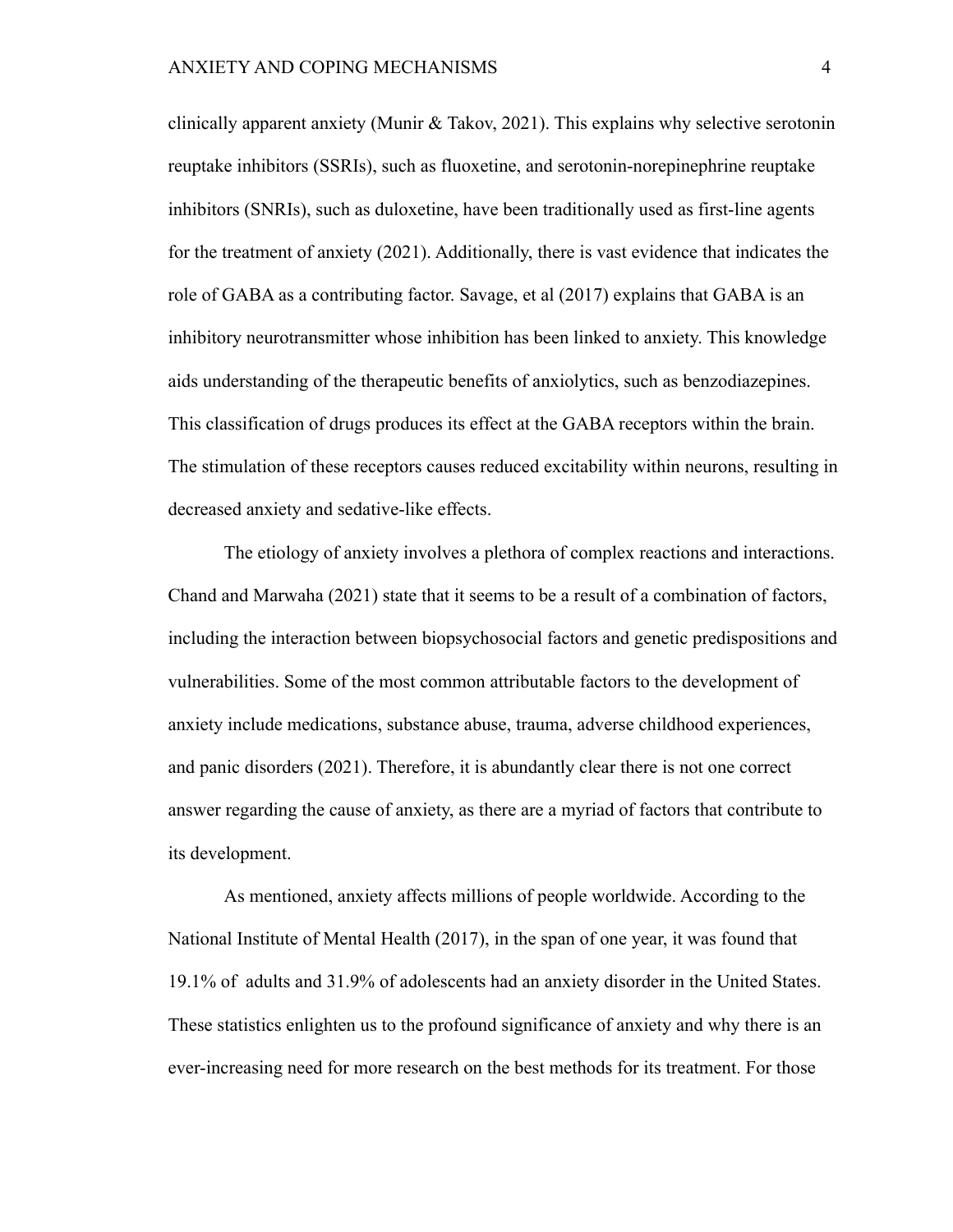clinically apparent anxiety (Munir & Takov, 2021). This explains why selective serotonin reuptake inhibitors (SSRIs), such as fluoxetine, and serotonin-norepinephrine reuptake inhibitors (SNRIs), such as duloxetine, have been traditionally used as first-line agents for the treatment of anxiety (2021). Additionally, there is vast evidence that indicates the role of GABA as a contributing factor. Savage, et al (2017) explains that GABA is an inhibitory neurotransmitter whose inhibition has been linked to anxiety. This knowledge aids understanding of the therapeutic benefits of anxiolytics, such as benzodiazepines. This classification of drugs produces its effect at the GABA receptors within the brain. The stimulation of these receptors causes reduced excitability within neurons, resulting in decreased anxiety and sedative-like effects.

The etiology of anxiety involves a plethora of complex reactions and interactions. Chand and Marwaha (2021) state that it seems to be a result of a combination of factors, including the interaction between biopsychosocial factors and genetic predispositions and vulnerabilities. Some of the most common attributable factors to the development of anxiety include medications, substance abuse, trauma, adverse childhood experiences, and panic disorders (2021). Therefore, it is abundantly clear there is not one correct answer regarding the cause of anxiety, as there are a myriad of factors that contribute to its development.

As mentioned, anxiety affects millions of people worldwide. According to the National Institute of Mental Health (2017), in the span of one year, it was found that 19.1% of adults and 31.9% of adolescents had an anxiety disorder in the United States. These statistics enlighten us to the profound significance of anxiety and why there is an ever-increasing need for more research on the best methods for its treatment. For those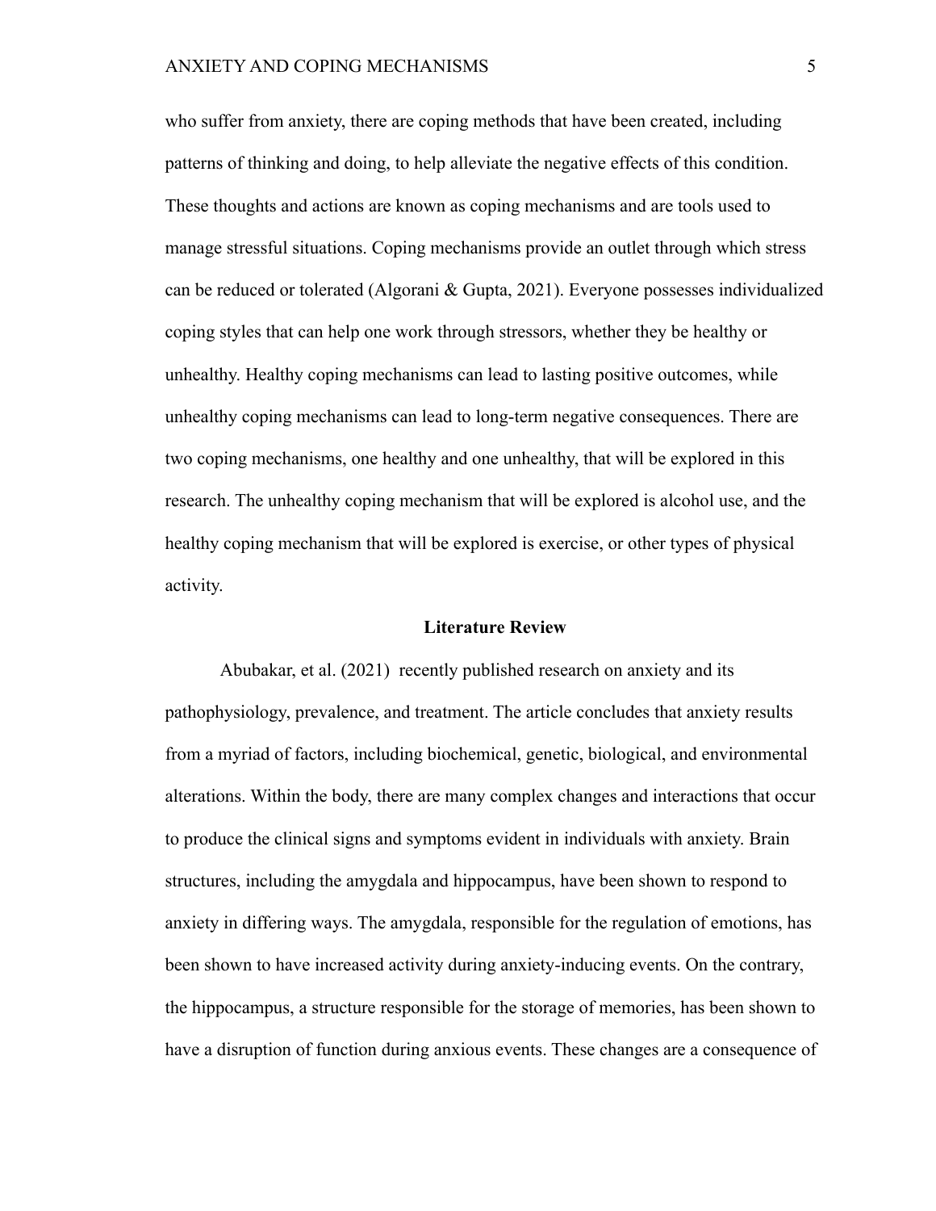who suffer from anxiety, there are coping methods that have been created, including patterns of thinking and doing, to help alleviate the negative effects of this condition. These thoughts and actions are known as coping mechanisms and are tools used to manage stressful situations. Coping mechanisms provide an outlet through which stress can be reduced or tolerated (Algorani & Gupta, 2021). Everyone possesses individualized coping styles that can help one work through stressors, whether they be healthy or unhealthy. Healthy coping mechanisms can lead to lasting positive outcomes, while unhealthy coping mechanisms can lead to long-term negative consequences. There are two coping mechanisms, one healthy and one unhealthy, that will be explored in this research. The unhealthy coping mechanism that will be explored is alcohol use, and the healthy coping mechanism that will be explored is exercise, or other types of physical activity.

## Literature Review

Abubakar, et al. (2021) recently published research on anxiety and its pathophysiology, prevalence, and treatment. The article concludes that anxiety results from a myriad of factors, including biochemical, genetic, biological, and environmental alterations. Within the body, there are many complex changes and interactions that occur to produce the clinical signs and symptoms evident in individuals with anxiety. Brain structures, including the amygdala and hippocampus, have been shown to respond to anxiety in differing ways. The amygdala, responsible for the regulation of emotions, has been shown to have increased activity during anxiety-inducing events. On the contrary, the hippocampus, a structure responsible for the storage of memories, has been shown to have a disruption of function during anxious events. These changes are a consequence of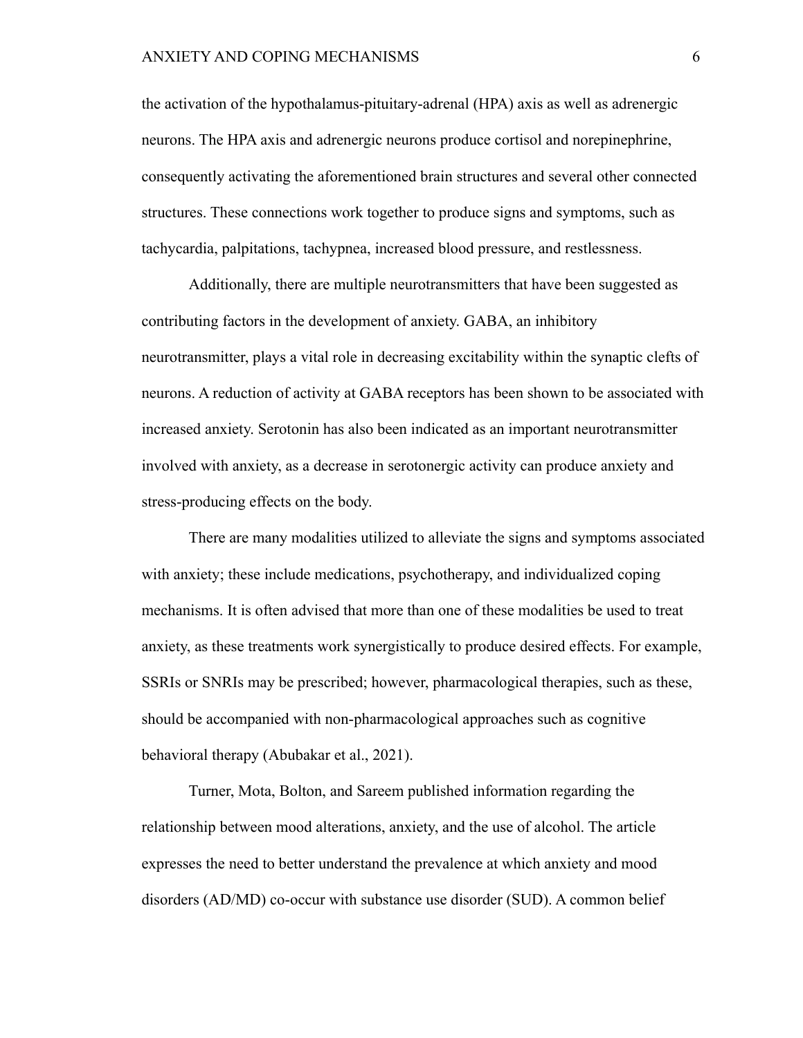the activation of the hypothalamus-pituitary-adrenal (HPA) axis as well as adrenergic neurons. The HPA axis and adrenergic neurons produce cortisol and norepinephrine, consequently activating the aforementioned brain structures and several other connected structures. These connections work together to produce signs and symptoms, such as tachycardia, palpitations, tachypnea, increased blood pressure, and restlessness.

Additionally, there are multiple neurotransmitters that have been suggested as contributing factors in the development of anxiety. GABA, an inhibitory neurotransmitter, plays a vital role in decreasing excitability within the synaptic clefts of neurons. A reduction of activity at GABA receptors has been shown to be associated with increased anxiety. Serotonin has also been indicated as an important neurotransmitter involved with anxiety, as a decrease in serotonergic activity can produce anxiety and stress-producing effects on the body.

There are many modalities utilized to alleviate the signs and symptoms associated with anxiety; these include medications, psychotherapy, and individualized coping mechanisms. It is often advised that more than one of these modalities be used to treat anxiety, as these treatments work synergistically to produce desired effects. For example, SSRIs or SNRIs may be prescribed; however, pharmacological therapies, such as these, should be accompanied with non-pharmacological approaches such as cognitive behavioral therapy (Abubakar et al., 2021).

Turner, Mota, Bolton, and Sareem published information regarding the relationship between mood alterations, anxiety, and the use of alcohol. The article expresses the need to better understand the prevalence at which anxiety and mood disorders (AD/MD) co-occur with substance use disorder (SUD). A common belief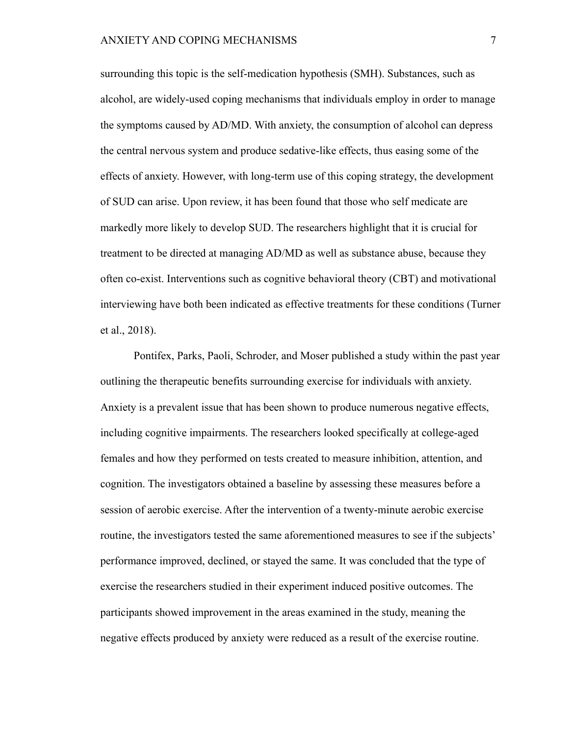surrounding this topic is the self-medication hypothesis (SMH). Substances, such as alcohol, are widely-used coping mechanisms that individuals employ in order to manage the symptoms caused by AD/MD. With anxiety, the consumption of alcohol can depress the central nervous system and produce sedative-like effects, thus easing some of the effects of anxiety. However, with long-term use of this coping strategy, the development of SUD can arise. Upon review, it has been found that those who self medicate are markedly more likely to develop SUD. The researchers highlight that it is crucial for treatment to be directed at managing AD/MD as well as substance abuse, because they often co-exist. Interventions such as cognitive behavioral theory (CBT) and motivational interviewing have both been indicated as effective treatments for these conditions (Turner et al., 2018).

Pontifex, Parks, Paoli, Schroder, and Moser published a study within the past year outlining the therapeutic benefits surrounding exercise for individuals with anxiety. Anxiety is a prevalent issue that has been shown to produce numerous negative effects, including cognitive impairments. The researchers looked specifically at college-aged females and how they performed on tests created to measure inhibition, attention, and cognition. The investigators obtained a baseline by assessing these measures before a session of aerobic exercise. After the intervention of a twenty-minute aerobic exercise routine, the investigators tested the same aforementioned measures to see if the subjects' performance improved, declined, or stayed the same. It was concluded that the type of exercise the researchers studied in their experiment induced positive outcomes. The participants showed improvement in the areas examined in the study, meaning the negative effects produced by anxiety were reduced as a result of the exercise routine.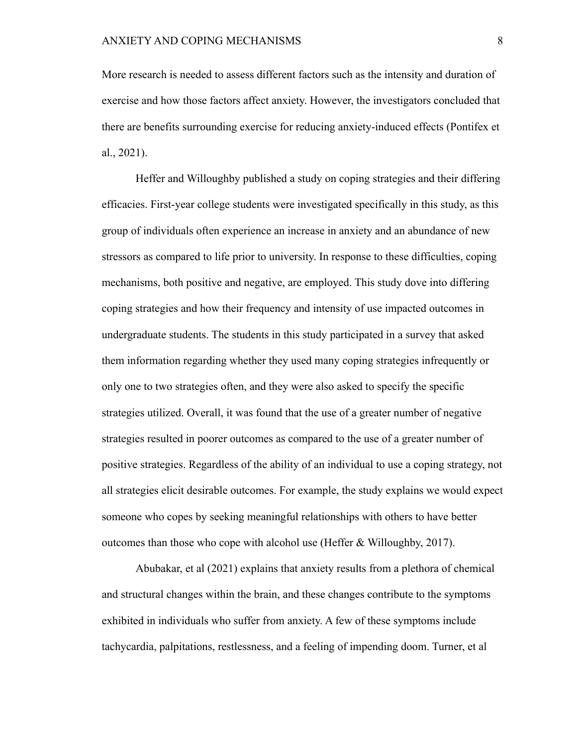More research is needed to assess different factors such as the intensity and duration of exercise and how those factors affect anxiety. However, the investigators concluded that there are benefits surrounding exercise for reducing anxiety-induced effects (Pontifex et al., 2021).

Heffer and Willoughby published a study on coping strategies and their differing efficacies. First-year college students were investigated specifically in this study, as this group of individuals often experience an increase in anxiety and an abundance of new stressors as compared to life prior to university. In response to these difficulties, coping mechanisms, both positive and negative, are employed. This study dove into differing coping strategies and how their frequency and intensity of use impacted outcomes in undergraduate students. The students in this study participated in a survey that asked them information regarding whether they used many coping strategies infrequently or only one to two strategies often, and they were also asked to specify the specific strategies utilized. Overall, it was found that the use of a greater number of negative strategies resulted in poorer outcomes as compared to the use of a greater number of positive strategies. Regardless of the ability of an individual to use a coping strategy, not all strategies elicit desirable outcomes. For example, the study explains we would expect someone who copes by seeking meaningful relationships with others to have better outcomes than those who cope with alcohol use (Heffer & Willoughby, 2017).

Abubakar, et al (2021) explains that anxiety results from a plethora of chemical and structural changes within the brain, and these changes contribute to the symptoms exhibited in individuals who suffer from anxiety. A few of these symptoms include tachycardia, palpitations, restlessness, and a feeling of impending doom. Turner, et al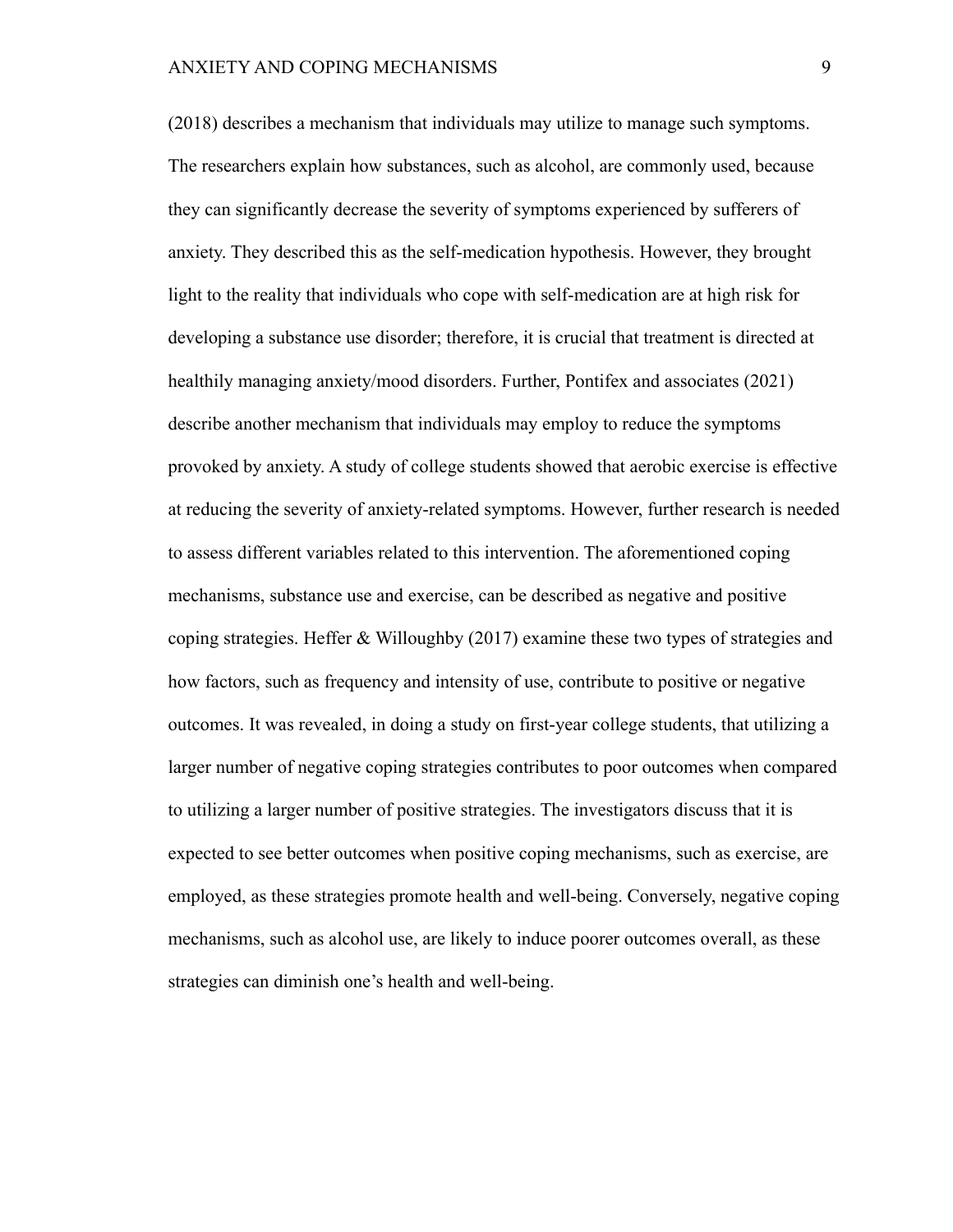(2018) describes a mechanism that individuals may utilize to manage such symptoms. The researchers explain how substances, such as alcohol, are commonly used, because they can significantly decrease the severity of symptoms experienced by sufferers of anxiety. They described this as the self-medication hypothesis. However, they brought light to the reality that individuals who cope with self-medication are at high risk for developing a substance use disorder; therefore, it is crucial that treatment is directed at healthily managing anxiety/mood disorders. Further, Pontifex and associates (2021) describe another mechanism that individuals may employ to reduce the symptoms provoked by anxiety. A study of college students showed that aerobic exercise is effective at reducing the severity of anxiety-related symptoms. However, further research is needed to assess different variables related to this intervention. The aforementioned coping mechanisms, substance use and exercise, can be described as negative and positive coping strategies. Heffer & Willoughby (2017) examine these two types of strategies and how factors, such as frequency and intensity of use, contribute to positive or negative outcomes. It was revealed, in doing a study on first-year college students, that utilizing a larger number of negative coping strategies contributes to poor outcomes when compared to utilizing a larger number of positive strategies. The investigators discuss that it is expected to see better outcomes when positive coping mechanisms, such as exercise, are employed, as these strategies promote health and well-being. Conversely, negative coping mechanisms, such as alcohol use, are likely to induce poorer outcomes overall, as these strategies can diminish one's health and well-being.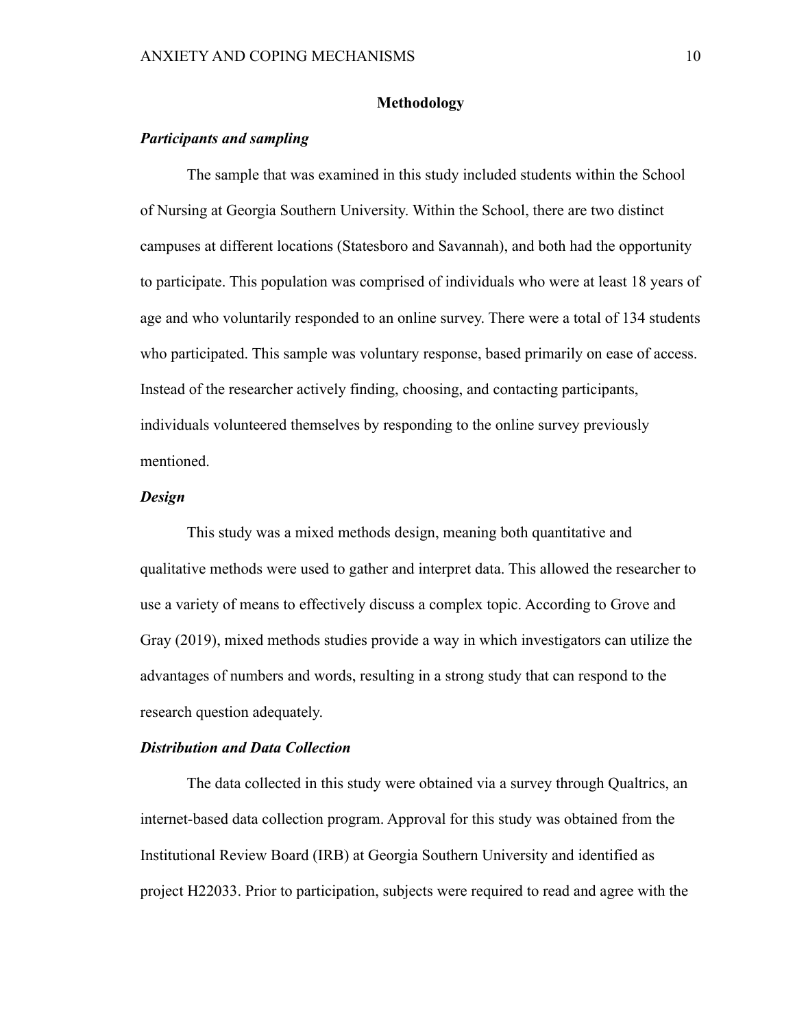## Methodology

### *Participants and sampling*

The sample that was examined in this study included students within the School of Nursing at Georgia Southern University. Within the School, there are two distinct campuses at different locations (Statesboro and Savannah), and both had the opportunity to participate. This population was comprised of individuals who were at least 18 years of age and who voluntarily responded to an online survey. There were a total of 134 students who participated. This sample was voluntary response, based primarily on ease of access. Instead of the researcher actively finding, choosing, and contacting participants, individuals volunteered themselves by responding to the online survey previously mentioned.

### *Design*

This study was a mixed methods design, meaning both quantitative and qualitative methods were used to gather and interpret data. This allowed the researcher to use a variety of means to effectively discuss a complex topic. According to Grove and Gray (2019), mixed methods studies provide a way in which investigators can utilize the advantages of numbers and words, resulting in a strong study that can respond to the research question adequately.

### *Distribution and Data Collection*

The data collected in this study were obtained via a survey through Qualtrics, an internet-based data collection program. Approval for this study was obtained from the Institutional Review Board (IRB) at Georgia Southern University and identified as project H22033. Prior to participation, subjects were required to read and agree with the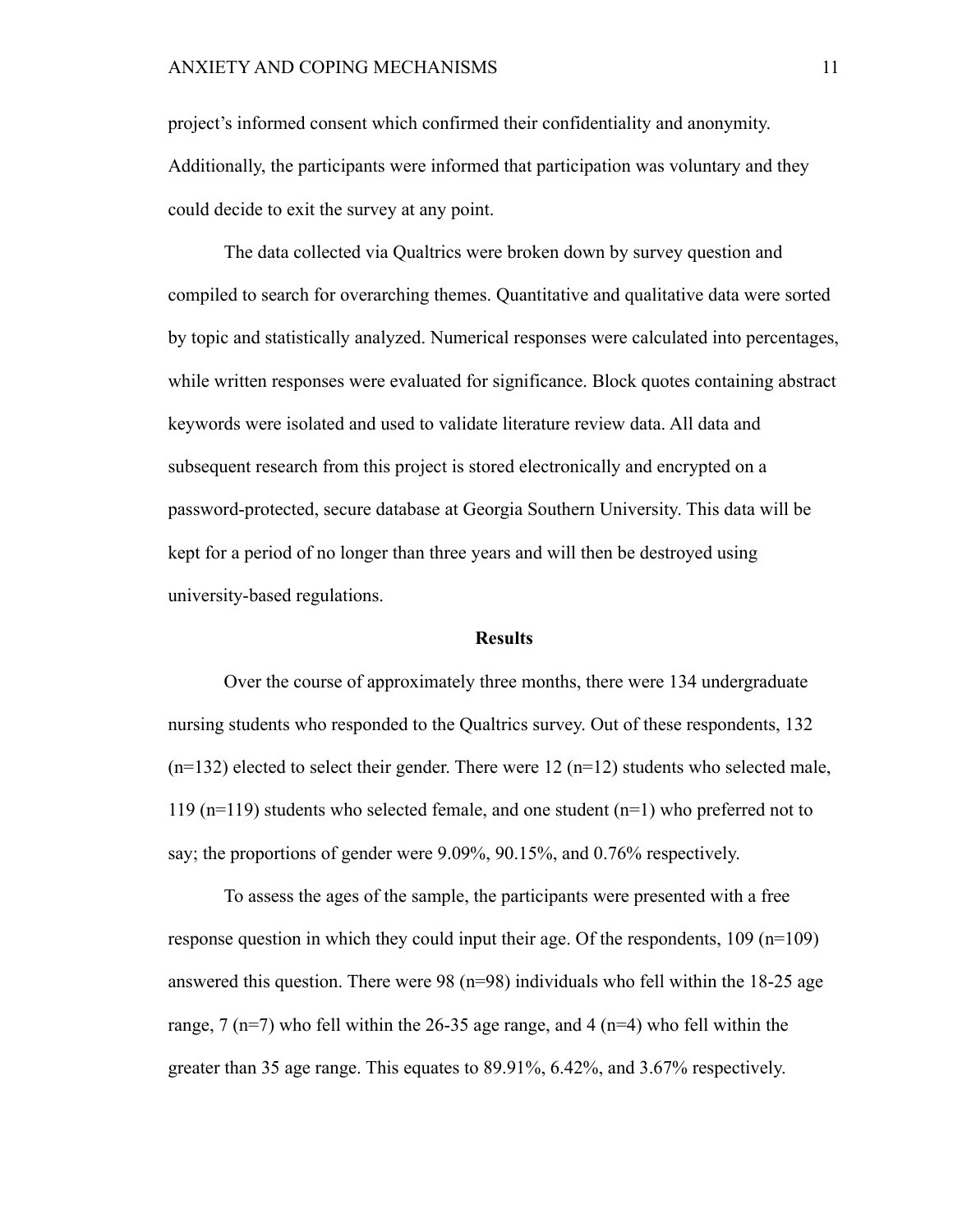project's informed consent which confirmed their confidentiality and anonymity. Additionally, the participants were informed that participation was voluntary and they could decide to exit the survey at any point.

The data collected via Qualtrics were broken down by survey question and compiled to search for overarching themes. Quantitative and qualitative data were sorted by topic and statistically analyzed. Numerical responses were calculated into percentages, while written responses were evaluated for significance. Block quotes containing abstract keywords were isolated and used to validate literature review data. All data and subsequent research from this project is stored electronically and encrypted on a password-protected, secure database at Georgia Southern University. This data will be kept for a period of no longer than three years and will then be destroyed using university-based regulations.

## Results

Over the course of approximately three months, there were 134 undergraduate nursing students who responded to the Qualtrics survey. Out of these respondents, 132 (n=132) elected to select their gender. There were 12 (n=12) students who selected male, 119 (n=119) students who selected female, and one student (n=1) who preferred not to say; the proportions of gender were 9.09%, 90.15%, and 0.76% respectively.

To assess the ages of the sample, the participants were presented with a free response question in which they could input their age. Of the respondents, 109 (n=109) answered this question. There were 98 (n=98) individuals who fell within the 18-25 age range, 7 (n=7) who fell within the 26-35 age range, and 4 (n=4) who fell within the greater than 35 age range. This equates to 89.91%, 6.42%, and 3.67% respectively.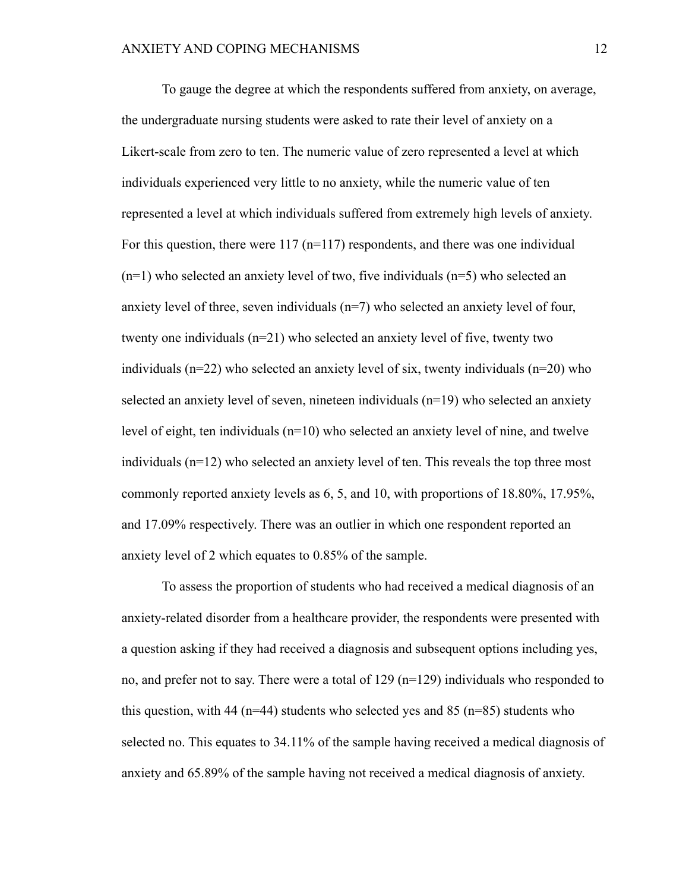To gauge the degree at which the respondents suffered from anxiety, on average, the undergraduate nursing students were asked to rate their level of anxiety on a Likert-scale from zero to ten. The numeric value of zero represented a level at which individuals experienced very little to no anxiety, while the numeric value of ten represented a level at which individuals suffered from extremely high levels of anxiety. For this question, there were 117 (n=117) respondents, and there was one individual (n=1) who selected an anxiety level of two, five individuals (n=5) who selected an anxiety level of three, seven individuals (n=7) who selected an anxiety level of four, twenty one individuals (n=21) who selected an anxiety level of five, twenty two individuals (n=22) who selected an anxiety level of six, twenty individuals (n=20) who selected an anxiety level of seven, nineteen individuals (n=19) who selected an anxiety level of eight, ten individuals (n=10) who selected an anxiety level of nine, and twelve individuals (n=12) who selected an anxiety level of ten. This reveals the top three most commonly reported anxiety levels as 6, 5, and 10, with proportions of 18.80%, 17.95%, and 17.09% respectively. There was an outlier in which one respondent reported an anxiety level of 2 which equates to 0.85% of the sample.

To assess the proportion of students who had received a medical diagnosis of an anxiety-related disorder from a healthcare provider, the respondents were presented with a question asking if they had received a diagnosis and subsequent options including yes, no, and prefer not to say. There were a total of 129 (n=129) individuals who responded to this question, with 44 (n=44) students who selected yes and 85 (n=85) students who selected no. This equates to 34.11% of the sample having received a medical diagnosis of anxiety and 65.89% of the sample having not received a medical diagnosis of anxiety.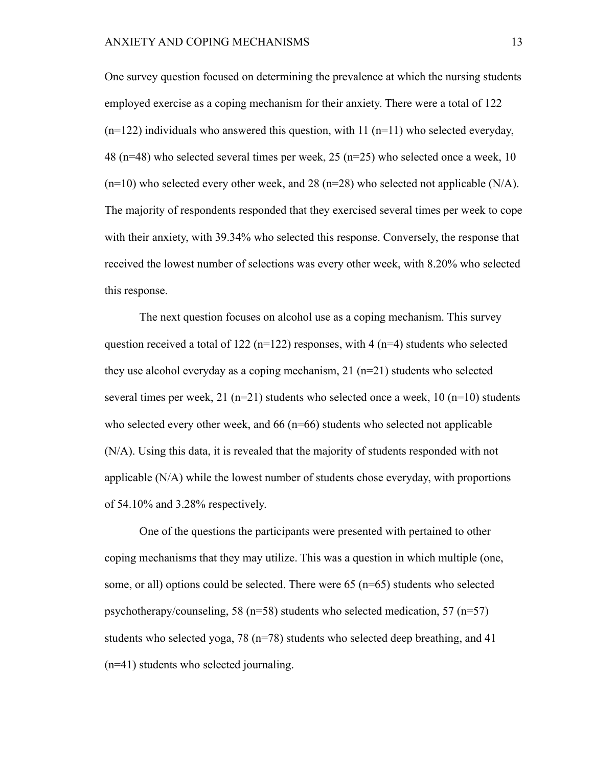One survey question focused on determining the prevalence at which the nursing students employed exercise as a coping mechanism for their anxiety. There were a total of 122 (n=122) individuals who answered this question, with 11 (n=11) who selected everyday, 48 (n=48) who selected several times per week, 25 (n=25) who selected once a week, 10 (n=10) who selected every other week, and 28 (n=28) who selected not applicable (N/A). The majority of respondents responded that they exercised several times per week to cope with their anxiety, with 39.34% who selected this response. Conversely, the response that received the lowest number of selections was every other week, with 8.20% who selected this response.

The next question focuses on alcohol use as a coping mechanism. This survey question received a total of 122 (n=122) responses, with 4 (n=4) students who selected they use alcohol everyday as a coping mechanism, 21 (n=21) students who selected several times per week, 21 (n=21) students who selected once a week, 10 (n=10) students who selected every other week, and 66 (n=66) students who selected not applicable (N/A). Using this data, it is revealed that the majority of students responded with not applicable (N/A) while the lowest number of students chose everyday, with proportions of 54.10% and 3.28% respectively.

One of the questions the participants were presented with pertained to other coping mechanisms that they may utilize. This was a question in which multiple (one, some, or all) options could be selected. There were 65 (n=65) students who selected psychotherapy/counseling, 58 (n=58) students who selected medication, 57 (n=57) students who selected yoga, 78 (n=78) students who selected deep breathing, and 41 (n=41) students who selected journaling.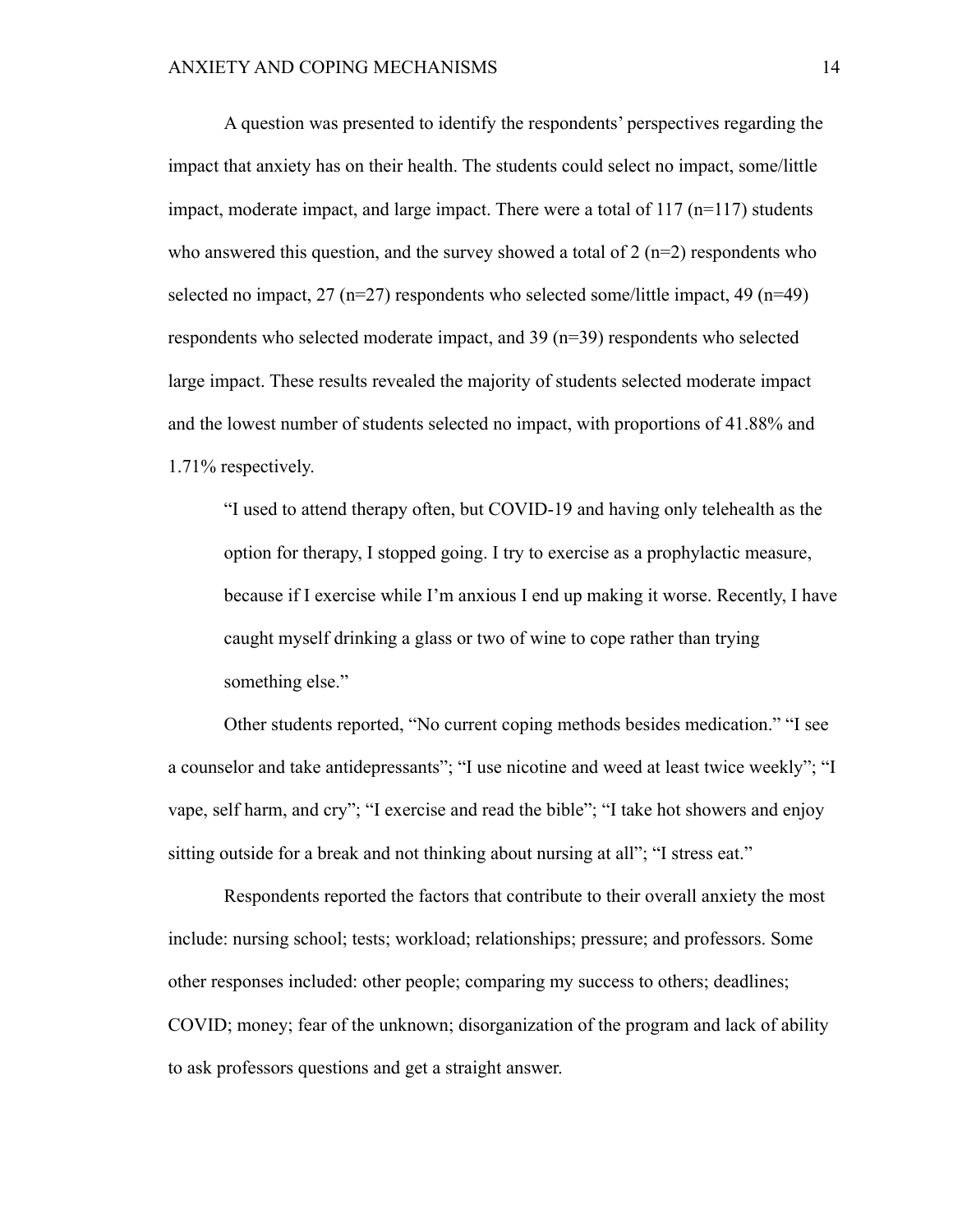A question was presented to identify the respondents' perspectives regarding the impact that anxiety has on their health. The students could select no impact, some/little impact, moderate impact, and large impact. There were a total of 117 (n=117) students who answered this question, and the survey showed a total of 2 (n=2) respondents who selected no impact, 27 (n=27) respondents who selected some/little impact, 49 (n=49) respondents who selected moderate impact, and 39 (n=39) respondents who selected large impact. These results revealed the majority of students selected moderate impact and the lowest number of students selected no impact, with proportions of 41.88% and 1.71% respectively.

> "I used to attend therapy often, but COVID-19 and having only telehealth as the option for therapy, I stopped going. I try to exercise as a prophylactic measure, because if I exercise while I'm anxious I end up making it worse. Recently, I have caught myself drinking a glass or two of wine to cope rather than trying something else."

Other students reported, "No current coping methods besides medication." "I see a counselor and take antidepressants"; "I use nicotine and weed at least twice weekly"; "I vape, self harm, and cry"; "I exercise and read the bible"; "I take hot showers and enjoy sitting outside for a break and not thinking about nursing at all"; "I stress eat."

Respondents reported the factors that contribute to their overall anxiety the most include: nursing school; tests; workload; relationships; pressure; and professors. Some other responses included: other people; comparing my success to others; deadlines; COVID; money; fear of the unknown; disorganization of the program and lack of ability to ask professors questions and get a straight answer.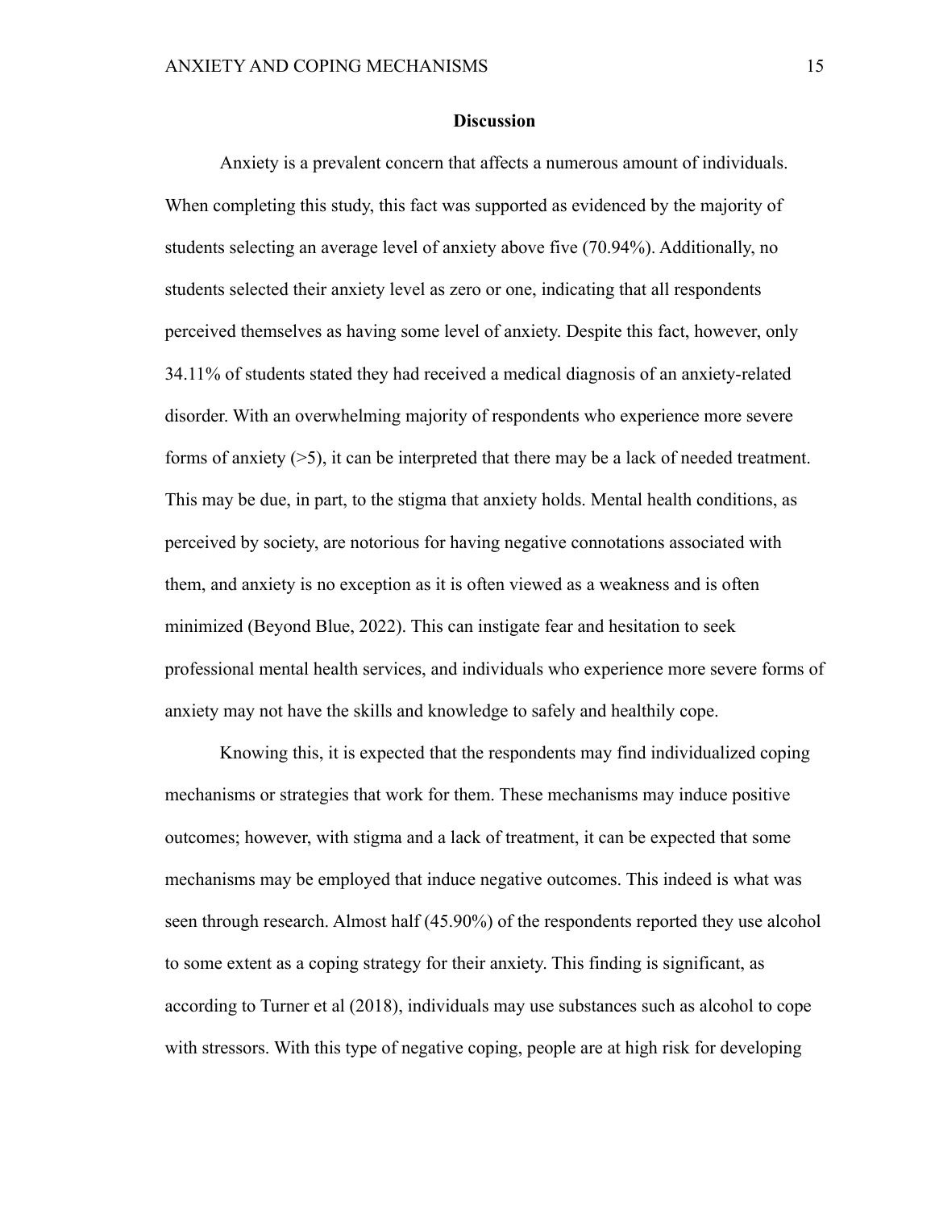## Discussion

Anxiety is a prevalent concern that affects a numerous amount of individuals. When completing this study, this fact was supported as evidenced by the majority of students selecting an average level of anxiety above five (70.94%). Additionally, no students selected their anxiety level as zero or one, indicating that all respondents perceived themselves as having some level of anxiety. Despite this fact, however, only 34.11% of students stated they had received a medical diagnosis of an anxiety-related disorder. With an overwhelming majority of respondents who experience more severe forms of anxiety (>5), it can be interpreted that there may be a lack of needed treatment. This may be due, in part, to the stigma that anxiety holds. Mental health conditions, as perceived by society, are notorious for having negative connotations associated with them, and anxiety is no exception as it is often viewed as a weakness and is often minimized (Beyond Blue, 2022). This can instigate fear and hesitation to seek professional mental health services, and individuals who experience more severe forms of anxiety may not have the skills and knowledge to safely and healthily cope.

Knowing this, it is expected that the respondents may find individualized coping mechanisms or strategies that work for them. These mechanisms may induce positive outcomes; however, with stigma and a lack of treatment, it can be expected that some mechanisms may be employed that induce negative outcomes. This indeed is what was seen through research. Almost half (45.90%) of the respondents reported they use alcohol to some extent as a coping strategy for their anxiety. This finding is significant, as according to Turner et al (2018), individuals may use substances such as alcohol to cope with stressors. With this type of negative coping, people are at high risk for developing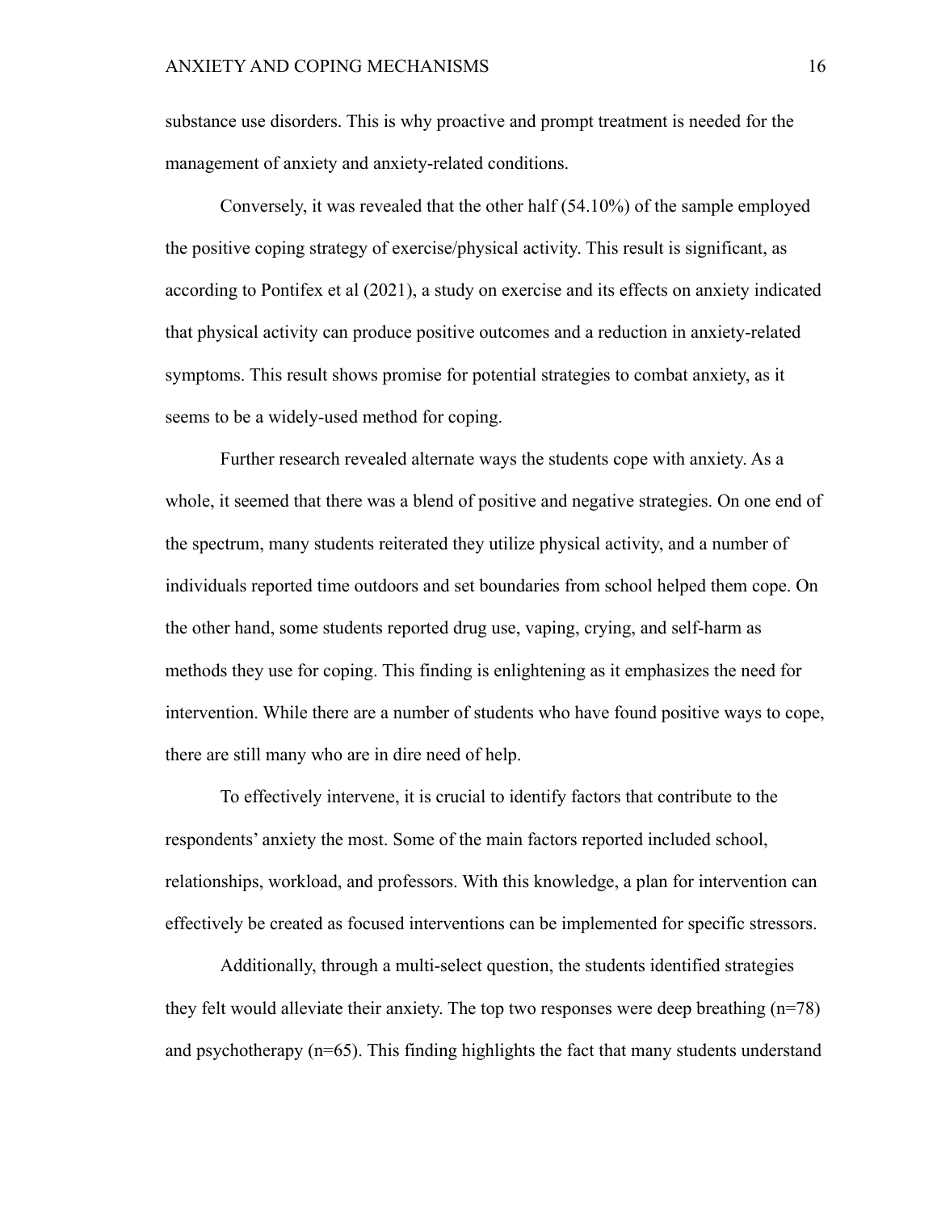substance use disorders. This is why proactive and prompt treatment is needed for the management of anxiety and anxiety-related conditions.

Conversely, it was revealed that the other half (54.10%) of the sample employed the positive coping strategy of exercise/physical activity. This result is significant, as according to Pontifex et al (2021), a study on exercise and its effects on anxiety indicated that physical activity can produce positive outcomes and a reduction in anxiety-related symptoms. This result shows promise for potential strategies to combat anxiety, as it seems to be a widely-used method for coping.

Further research revealed alternate ways the students cope with anxiety. As a whole, it seemed that there was a blend of positive and negative strategies. On one end of the spectrum, many students reiterated they utilize physical activity, and a number of individuals reported time outdoors and set boundaries from school helped them cope. On the other hand, some students reported drug use, vaping, crying, and self-harm as methods they use for coping. This finding is enlightening as it emphasizes the need for intervention. While there are a number of students who have found positive ways to cope, there are still many who are in dire need of help.

To effectively intervene, it is crucial to identify factors that contribute to the respondents' anxiety the most. Some of the main factors reported included school, relationships, workload, and professors. With this knowledge, a plan for intervention can effectively be created as focused interventions can be implemented for specific stressors.

Additionally, through a multi-select question, the students identified strategies they felt would alleviate their anxiety. The top two responses were deep breathing (n=78) and psychotherapy (n=65). This finding highlights the fact that many students understand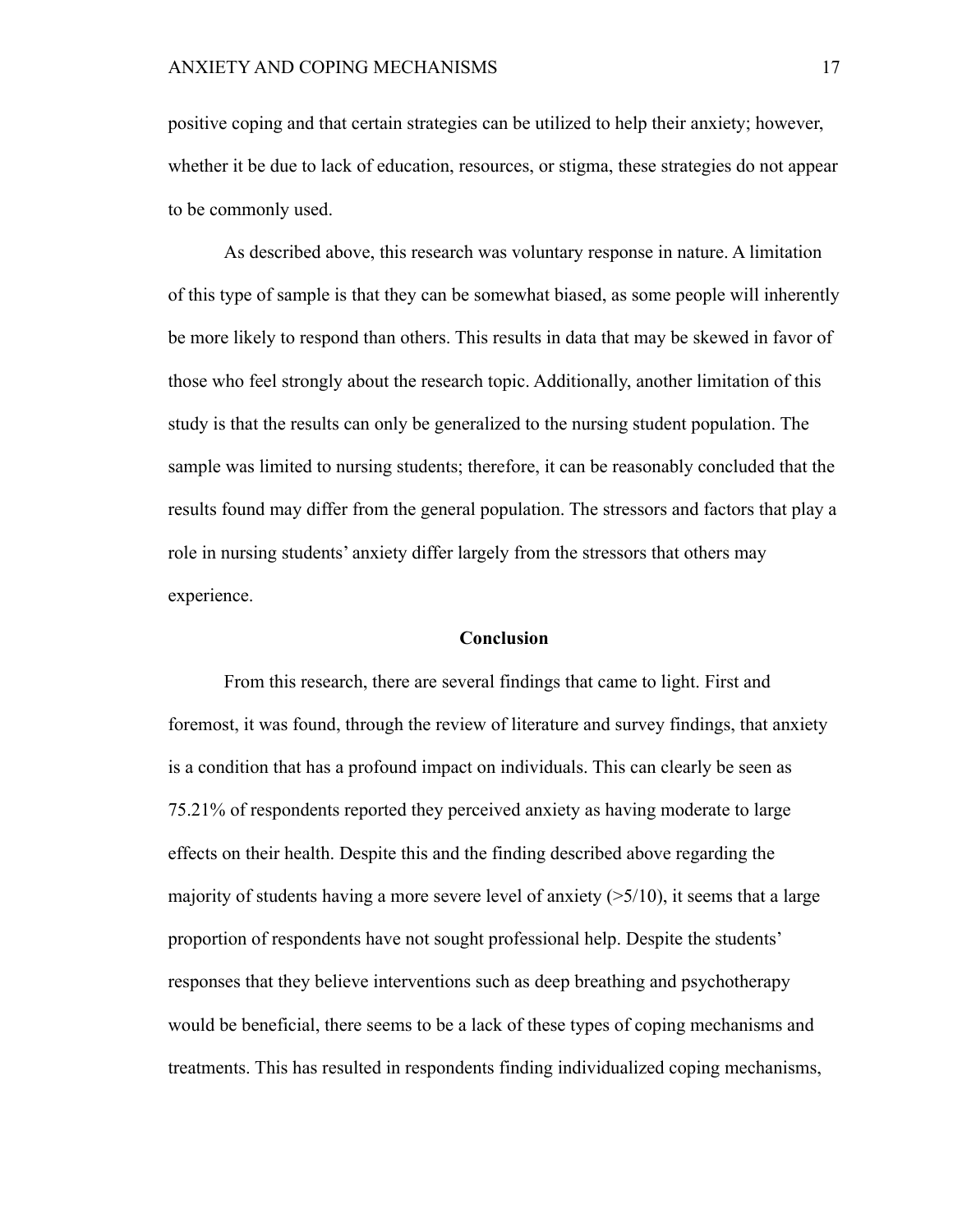positive coping and that certain strategies can be utilized to help their anxiety; however, whether it be due to lack of education, resources, or stigma, these strategies do not appear to be commonly used.

As described above, this research was voluntary response in nature. A limitation of this type of sample is that they can be somewhat biased, as some people will inherently be more likely to respond than others. This results in data that may be skewed in favor of those who feel strongly about the research topic. Additionally, another limitation of this study is that the results can only be generalized to the nursing student population. The sample was limited to nursing students; therefore, it can be reasonably concluded that the results found may differ from the general population. The stressors and factors that play a role in nursing students' anxiety differ largely from the stressors that others may experience.

## Conclusion

From this research, there are several findings that came to light. First and foremost, it was found, through the review of literature and survey findings, that anxiety is a condition that has a profound impact on individuals. This can clearly be seen as 75.21% of respondents reported they perceived anxiety as having moderate to large effects on their health. Despite this and the finding described above regarding the majority of students having a more severe level of anxiety (>5/10), it seems that a large proportion of respondents have not sought professional help. Despite the students' responses that they believe interventions such as deep breathing and psychotherapy would be beneficial, there seems to be a lack of these types of coping mechanisms and treatments. This has resulted in respondents finding individualized coping mechanisms,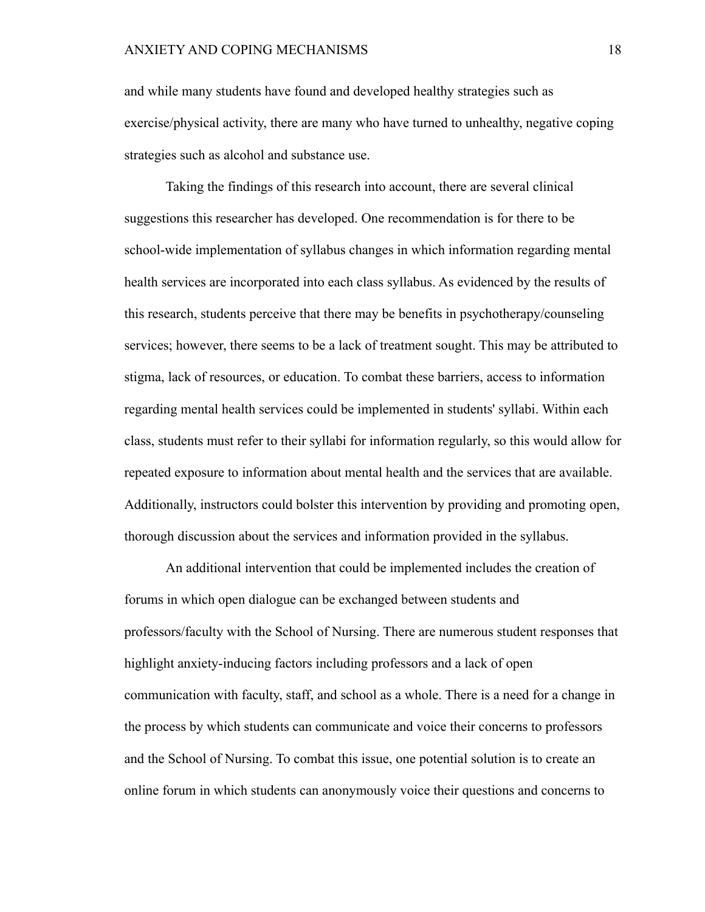and while many students have found and developed healthy strategies such as exercise/physical activity, there are many who have turned to unhealthy, negative coping strategies such as alcohol and substance use.

Taking the findings of this research into account, there are several clinical suggestions this researcher has developed. One recommendation is for there to be school-wide implementation of syllabus changes in which information regarding mental health services are incorporated into each class syllabus. As evidenced by the results of this research, students perceive that there may be benefits in psychotherapy/counseling services; however, there seems to be a lack of treatment sought. This may be attributed to stigma, lack of resources, or education. To combat these barriers, access to information regarding mental health services could be implemented in students' syllabi. Within each class, students must refer to their syllabi for information regularly, so this would allow for repeated exposure to information about mental health and the services that are available. Additionally, instructors could bolster this intervention by providing and promoting open, thorough discussion about the services and information provided in the syllabus.

An additional intervention that could be implemented includes the creation of forums in which open dialogue can be exchanged between students and professors/faculty with the School of Nursing. There are numerous student responses that highlight anxiety-inducing factors including professors and a lack of open communication with faculty, staff, and school as a whole. There is a need for a change in the process by which students can communicate and voice their concerns to professors and the School of Nursing. To combat this issue, one potential solution is to create an online forum in which students can anonymously voice their questions and concerns to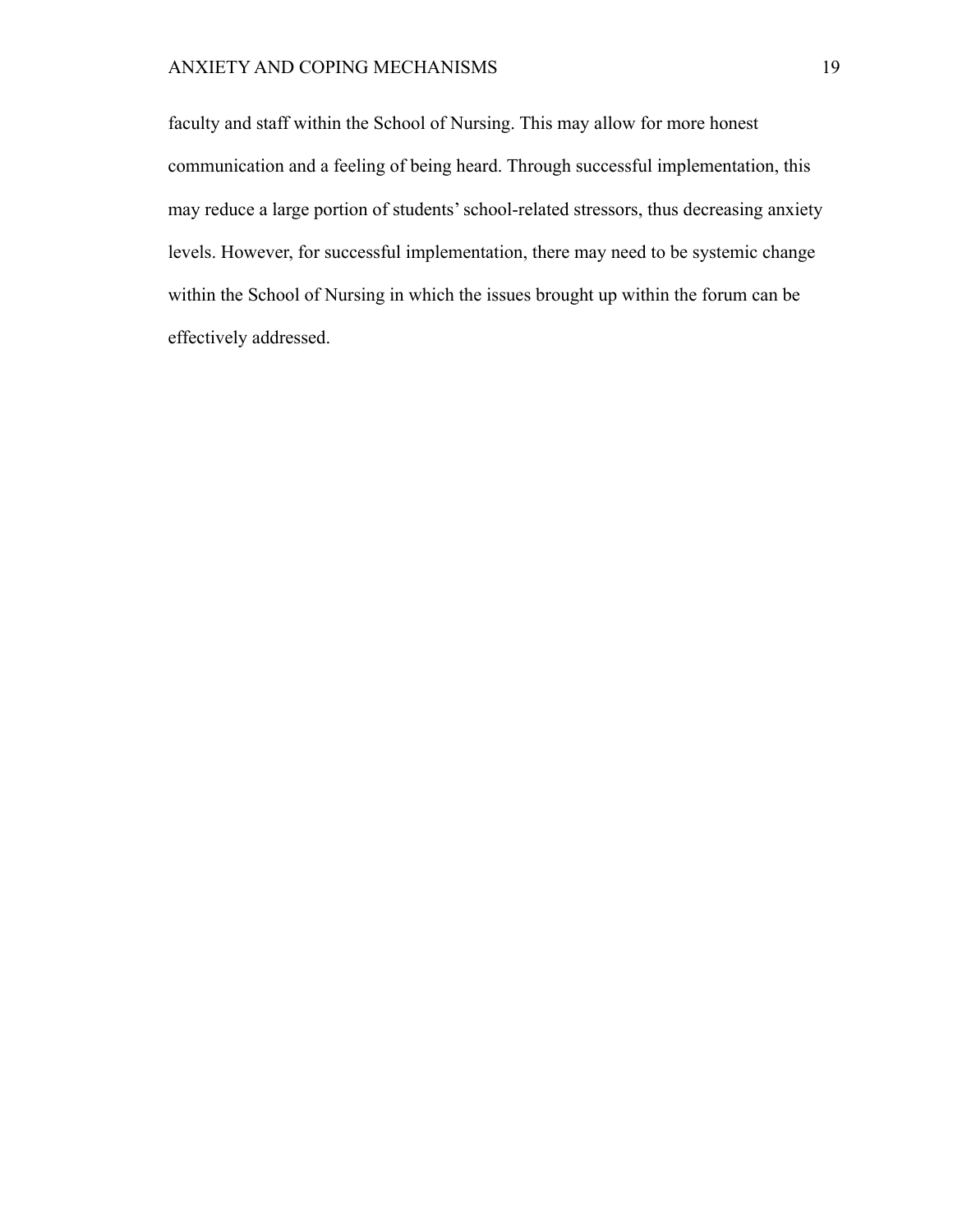faculty and staff within the School of Nursing. This may allow for more honest communication and a feeling of being heard. Through successful implementation, this may reduce a large portion of students' school-related stressors, thus decreasing anxiety levels. However, for successful implementation, there may need to be systemic change within the School of Nursing in which the issues brought up within the forum can be effectively addressed.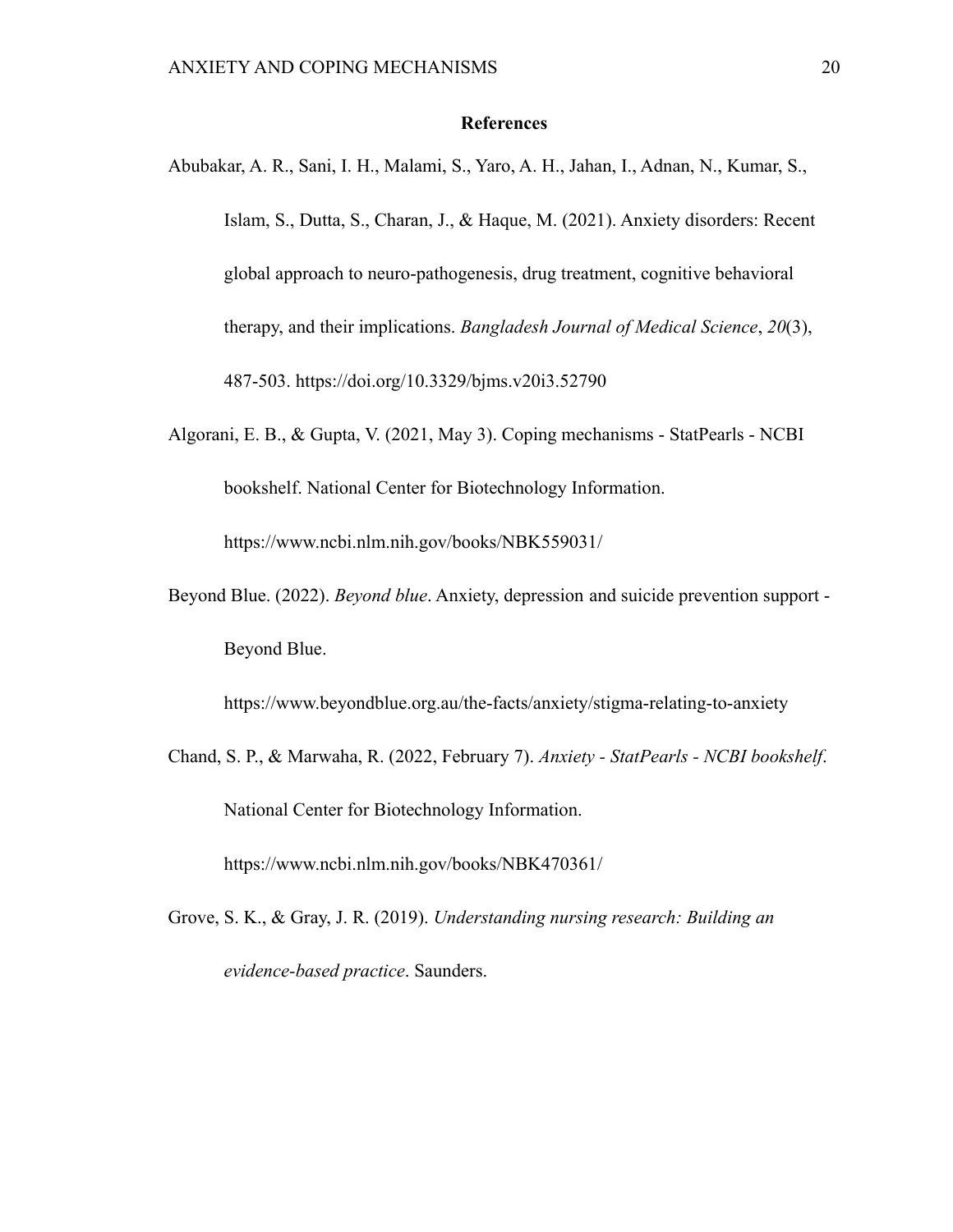## References

Abubakar, A. R., Sani, I. H., Malami, S., Yaro, A. H., Jahan, I., Adnan, N., Kumar, S., Islam, S., Dutta, S., Charan, J., & Haque, M. (2021). Anxiety disorders: Recent global approach to neuro-pathogenesis, drug treatment, cognitive behavioral therapy, and their implications. *Bangladesh Journal of Medical Science*, *20*(3), 487-503. https://doi.org/10.3329/bjms.v20i3.52790

Algorani, E. B., & Gupta, V. (2021, May 3). Coping mechanisms - StatPearls - NCBI bookshelf. National Center for Biotechnology Information. https://www.ncbi.nlm.nih.gov/books/NBK559031/

Beyond Blue. (2022). *Beyond blue*. Anxiety, depression and suicide prevention support - Beyond Blue. https://www.beyondblue.org.au/the-facts/anxiety/stigma-relating-to-anxiety

Chand, S. P., & Marwaha, R. (2022, February 7). *Anxiety - StatPearls - NCBI bookshelf*. National Center for Biotechnology Information. https://www.ncbi.nlm.nih.gov/books/NBK470361/

Grove, S. K., & Gray, J. R. (2019). *Understanding nursing research: Building an evidence-based practice*. Saunders.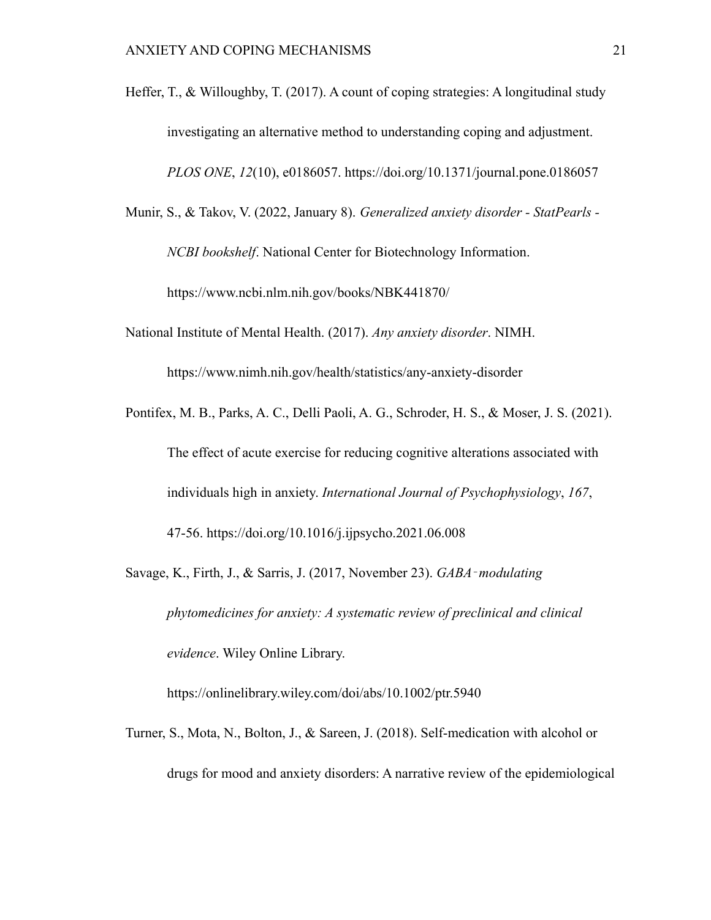Heffer, T., & Willoughby, T. (2017). A count of coping strategies: A longitudinal study investigating an alternative method to understanding coping and adjustment. *PLOS ONE*, *12*(10), e0186057. https://doi.org/10.1371/journal.pone.0186057

Munir, S., & Takov, V. (2022, January 8). *Generalized anxiety disorder - StatPearls - NCBI bookshelf*. National Center for Biotechnology Information. https://www.ncbi.nlm.nih.gov/books/NBK441870/

National Institute of Mental Health. (2017). *Any anxiety disorder*. NIMH. https://www.nimh.nih.gov/health/statistics/any-anxiety-disorder

Pontifex, M. B., Parks, A. C., Delli Paoli, A. G., Schroder, H. S., & Moser, J. S. (2021). The effect of acute exercise for reducing cognitive alterations associated with individuals high in anxiety. *International Journal of Psychophysiology*, *167*, 47-56. https://doi.org/10.1016/j.ijpsycho.2021.06.008

Savage, K., Firth, J., & Sarris, J. (2017, November 23). *GABA‐modulating phytomedicines for anxiety: A systematic review of preclinical and clinical evidence*. Wiley Online Library. https://onlinelibrary.wiley.com/doi/abs/10.1002/ptr.5940

Turner, S., Mota, N., Bolton, J., & Sareen, J. (2018). Self-medication with alcohol or drugs for mood and anxiety disorders: A narrative review of the epidemiological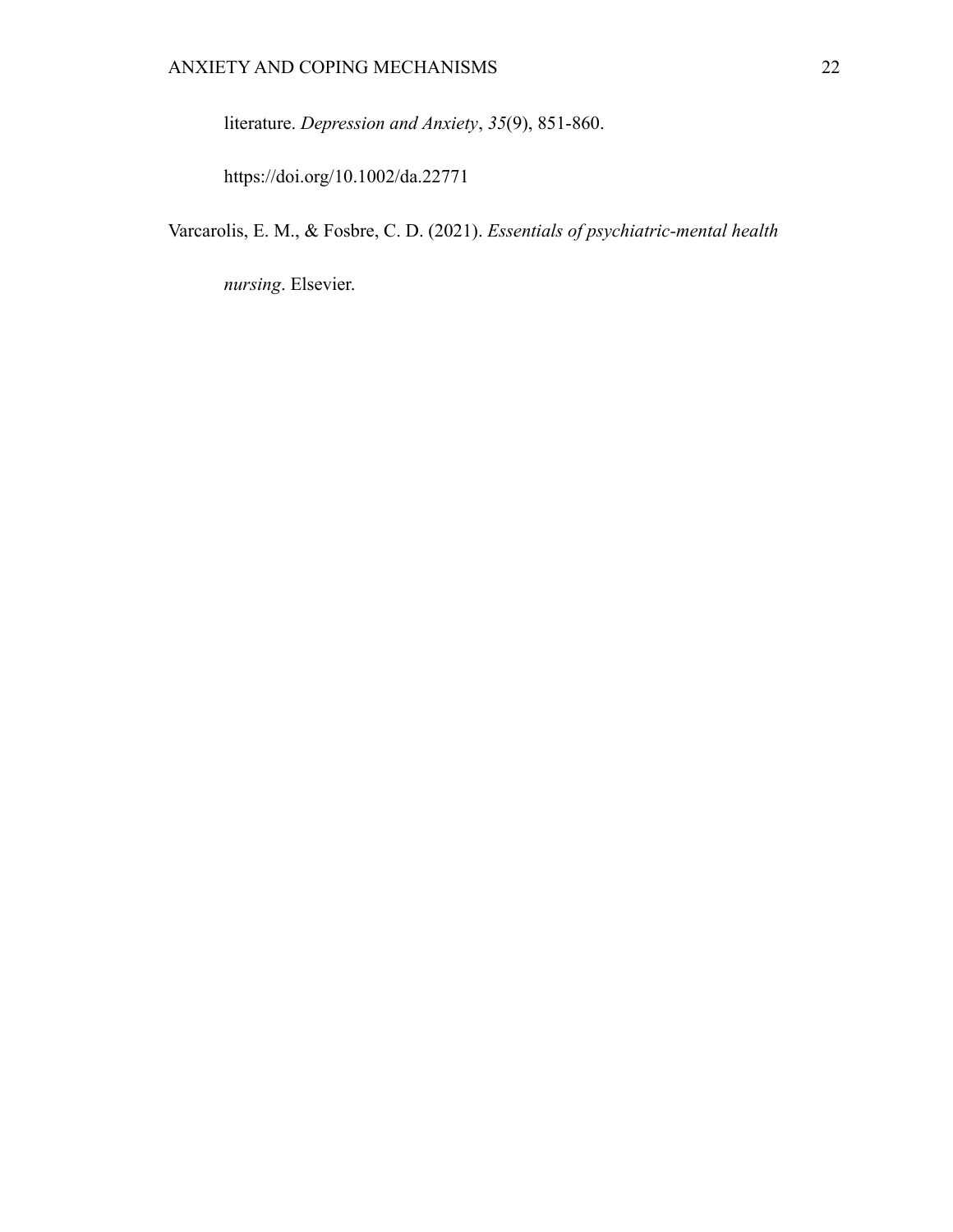literature. *Depression and Anxiety*, *35*(9), 851-860. https://doi.org/10.1002/da.22771

Varcarolis, E. M., & Fosbre, C. D. (2021). *Essentials of psychiatric-mental health nursing*. Elsevier.